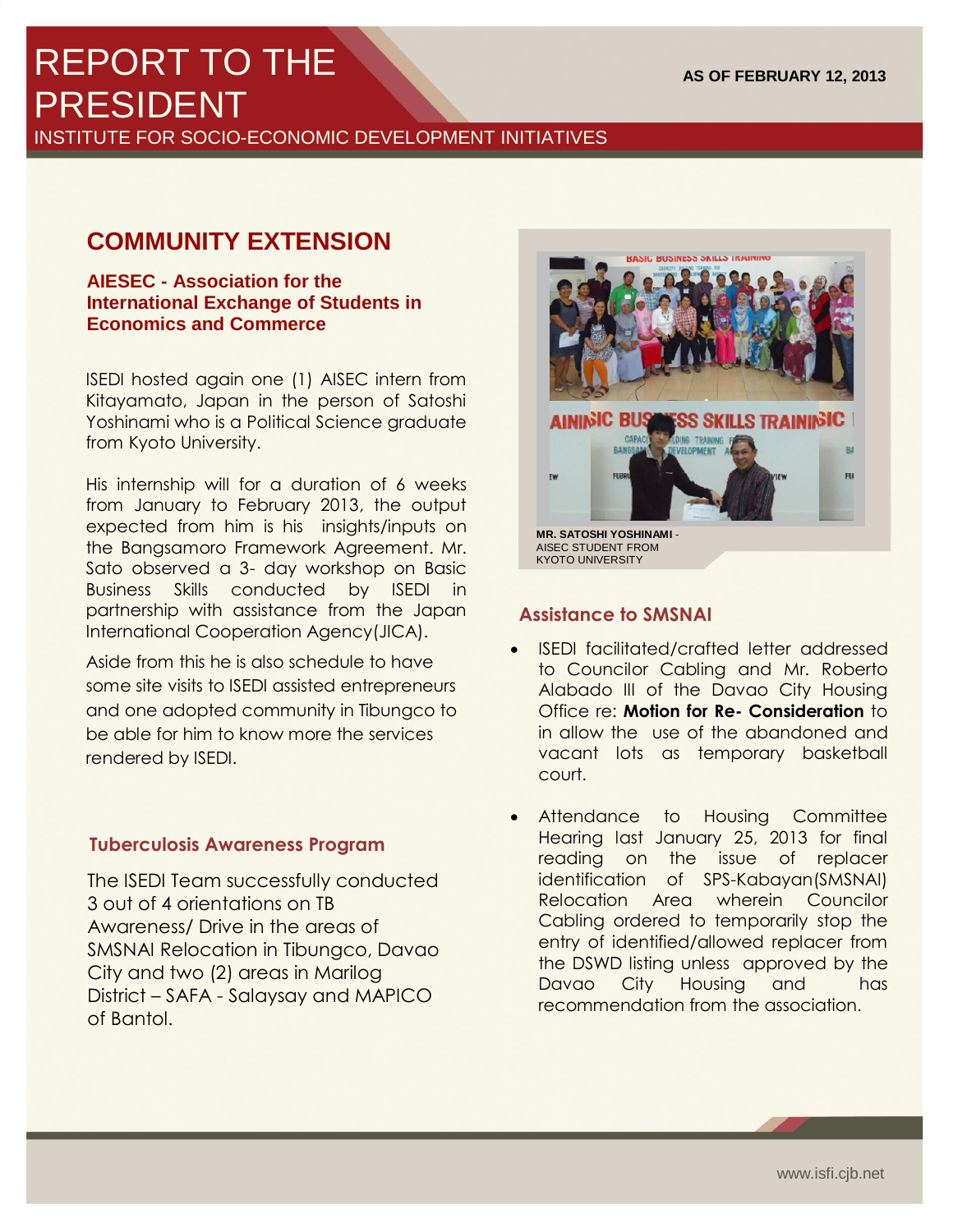# REPORT TO THE PRESIDENT

INSTITUTE FOR SOCIO-ECONOMIC DEVELOPMENT INITIATIVES

**AS OF FEBRUARY 12, 2013**

## COMMUNITY EXTENSION

### AIESEC - Association for the International Exchange of Students in Economics and Commerce

ISEDI hosted again one (1) AISEC intern from Kitayamato, Japan in the person of Satoshi Yoshinami who is a Political Science graduate from Kyoto University.

His internship will for a duration of 6 weeks from January to February 2013, the output expected from him is his insights/inputs on the Bangsamoro Framework Agreement. Mr. Sato observed a 3- day workshop on Basic Business Skills conducted by ISEDI in partnership with assistance from the Japan International Cooperation Agency(JICA).

Aside from this he is also schedule to have some site visits to ISEDI assisted entrepreneurs and one adopted community in Tibungco to be able for him to know more the services rendered by ISEDI.

**MR. SATOSHI YOSHINAMI** - AISEC STUDENT FROM KYOTO UNIVERSITY

### Tuberculosis Awareness Program

The ISEDI Team successfully conducted 3 out of 4 orientations on TB Awareness/ Drive in the areas of SMSNAI Relocation in Tibungco, Davao City and two (2) areas in Marilog District – SAFA - Salaysay and MAPICO of Bantol.

### Assistance to SMSNAI

- ISEDI facilitated/crafted letter addressed to Councilor Cabling and Mr. Roberto Alabado III of the Davao City Housing Office re: **Motion for Re- Consideration** to in allow the use of the abandoned and vacant lots as temporary basketball court.
- Attendance to Housing Committee Hearing last January 25, 2013 for final reading on the issue of replacer identification of SPS-Kabayan(SMSNAI) Relocation Area wherein Councilor Cabling ordered to temporarily stop the entry of identified/allowed replacer from the DSWD listing unless approved by the Davao City Housing and has recommendation from the association.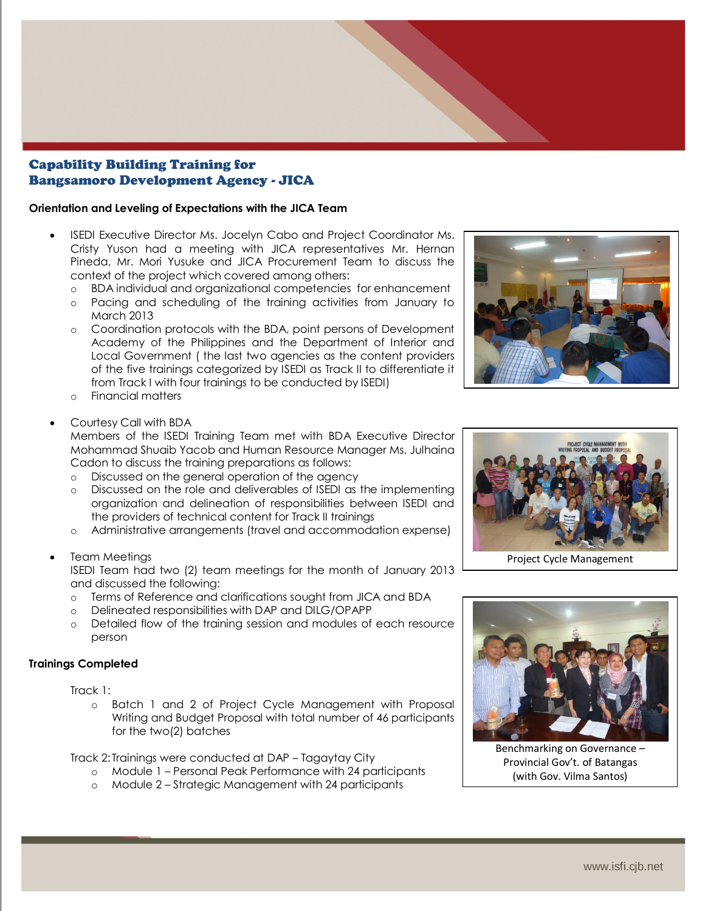## Capability Building Training for Bangsamoro Development Agency - JICA

**Orientation and Leveling of Expectations with the JICA Team**

- ISEDI Executive Director Ms. Jocelyn Cabo and Project Coordinator Ms. Cristy Yuson had a meeting with JICA representatives Mr. Hernan Pineda, Mr. Mori Yusuke and JICA Procurement Team to discuss the context of the project which covered among others:
  - BDA individual and organizational competencies for enhancement
  - Pacing and scheduling of the training activities from January to March 2013
  - Coordination protocols with the BDA, point persons of Development Academy of the Philippines and the Department of Interior and Local Government ( the last two agencies as the content providers of the five trainings categorized by ISEDI as Track II to differentiate it from Track I with four trainings to be conducted by ISEDI)
  - Financial matters

- Courtesy Call with BDA
  Members of the ISEDI Training Team met with BDA Executive Director Mohammad Shuaib Yacob and Human Resource Manager Ms. Julhaina Cadon to discuss the training preparations as follows:
  - Discussed on the general operation of the agency
  - Discussed on the role and deliverables of ISEDI as the implementing organization and delineation of responsibilities between ISEDI and the providers of technical content for Track II trainings
  - Administrative arrangements (travel and accommodation expense)

- Team Meetings
  ISEDI Team had two (2) team meetings for the month of January 2013 and discussed the following:
  - Terms of Reference and clarifications sought from JICA and BDA
  - Delineated responsibilities with DAP and DILG/OPAPP
  - Detailed flow of the training session and modules of each resource person

**Trainings Completed**

Track 1:

- Batch 1 and 2 of Project Cycle Management with Proposal Writing and Budget Proposal with total number of 46 participants for the two(2) batches

Track 2: Trainings were conducted at DAP – Tagaytay City

- Module 1 – Personal Peak Performance with 24 participants
- Module 2 – Strategic Management with 24 participants

Project Cycle Management

Benchmarking on Governance – Provincial Gov't. of Batangas (with Gov. Vilma Santos)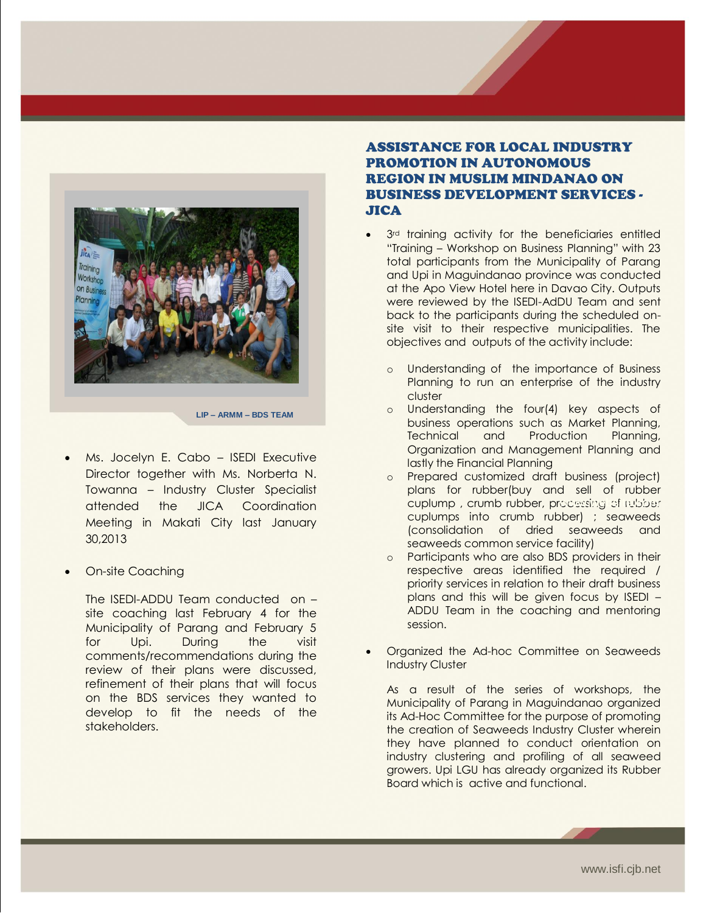LIP – ARMM – BDS TEAM

- Ms. Jocelyn E. Cabo – ISEDI Executive Director together with Ms. Norberta N. Towanna – Industry Cluster Specialist attended the JICA Coordination Meeting in Makati City last January 30,2013

- On-site Coaching

  The ISEDI-ADDU Team conducted on – site coaching last February 4 for the Municipality of Parang and February 5 for Upi. During the visit comments/recommendations during the review of their plans were discussed, refinement of their plans that will focus on the BDS services they wanted to develop to fit the needs of the stakeholders.

## ASSISTANCE FOR LOCAL INDUSTRY PROMOTION IN AUTONOMOUS REGION IN MUSLIM MINDANAO ON BUSINESS DEVELOPMENT SERVICES - JICA

- 3rd training activity for the beneficiaries entitled "Training – Workshop on Business Planning" with 23 total participants from the Municipality of Parang and Upi in Maguindanao province was conducted at the Apo View Hotel here in Davao City. Outputs were reviewed by the ISEDI-AdDU Team and sent back to the participants during the scheduled on-site visit to their respective municipalities. The objectives and outputs of the activity include:

  - Understanding of the importance of Business Planning to run an enterprise of the industry cluster
  - Understanding the four(4) key aspects of business operations such as Market Planning, Technical and Production Planning, Organization and Management Planning and lastly the Financial Planning
  - Prepared customized draft business (project) plans for rubber(buy and sell of rubber cuplump , crumb rubber, processing of rubber cuplumps into crumb rubber) ; seaweeds (consolidation of dried seaweeds and seaweeds common service facility)
  - Participants who are also BDS providers in their respective areas identified the required / priority services in relation to their draft business plans and this will be given focus by ISEDI – ADDU Team in the coaching and mentoring session.

- Organized the Ad-hoc Committee on Seaweeds Industry Cluster

  As a result of the series of workshops, the Municipality of Parang in Maguindanao organized its Ad-Hoc Committee for the purpose of promoting the creation of Seaweeds Industry Cluster wherein they have planned to conduct orientation on industry clustering and profiling of all seaweed growers. Upi LGU has already organized its Rubber Board which is active and functional.